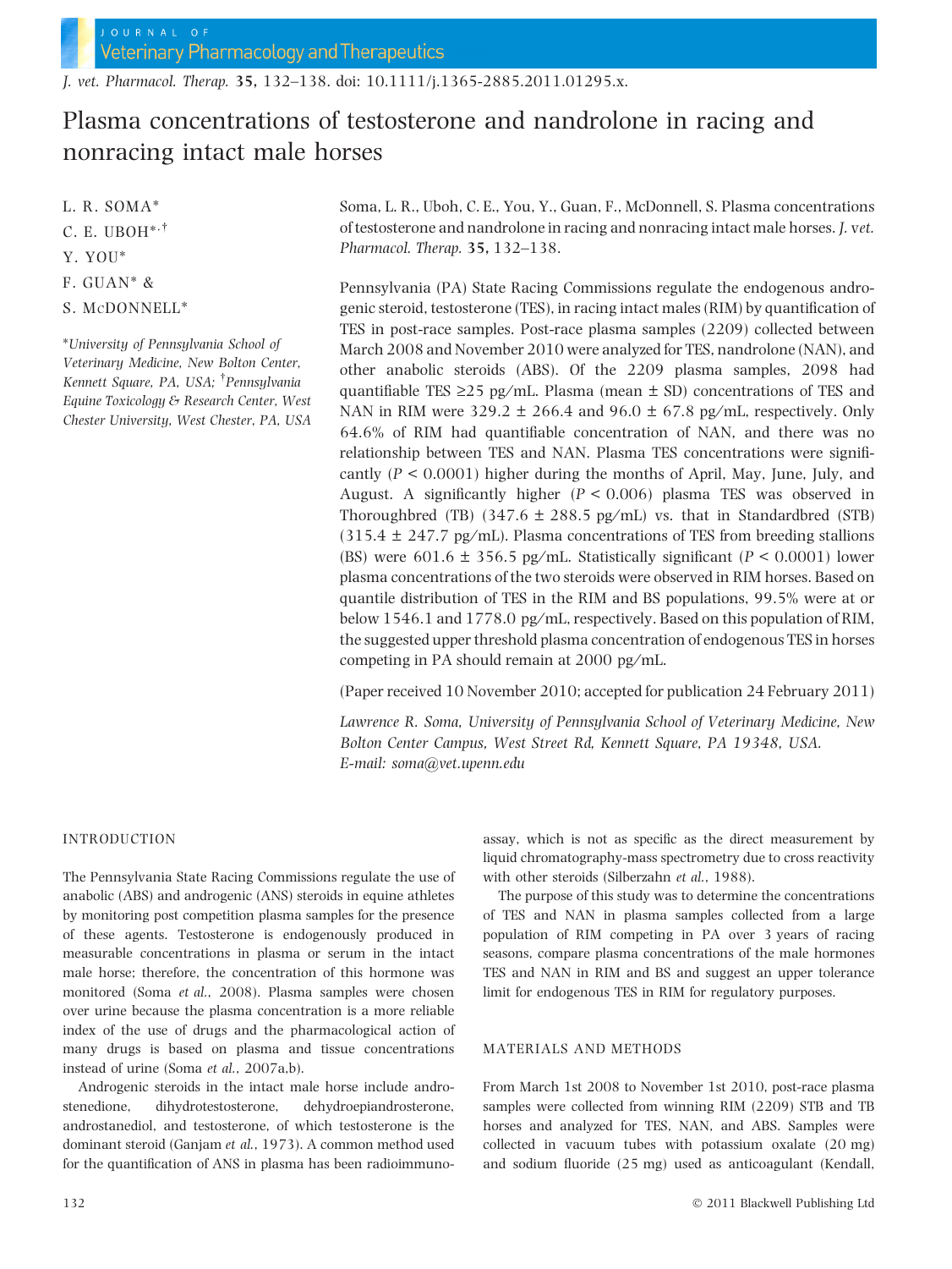# Plasma concentrations of testosterone and nandrolone in racing and nonracing intact male horses

L. R. SOMA*
C. E. UBOH*,†
Y. YOU*
F. GUAN* &
S. McDONNELL*

*University of Pennsylvania School of Veterinary Medicine, New Bolton Center, Kennett Square, PA, USA; †Pennsylvania Equine Toxicology & Research Center, West Chester University, West Chester, PA, USA

Soma, L. R., Uboh, C. E., You, Y., Guan, F., McDonnell, S. Plasma concentrations of testosterone and nandrolone in racing and nonracing intact male horses. *J. vet. Pharmacol. Therap.* **35**, 132–138.

Pennsylvania (PA) State Racing Commissions regulate the endogenous androgenic steroid, testosterone (TES), in racing intact males (RIM) by quantification of TES in post-race samples. Post-race plasma samples (2209) collected between March 2008 and November 2010 were analyzed for TES, nandrolone (NAN), and other anabolic steroids (ABS). Of the 2209 plasma samples, 2098 had quantifiable TES ≥25 pg/mL. Plasma (mean ± SD) concentrations of TES and NAN in RIM were 329.2 ± 266.4 and 96.0 ± 67.8 pg/mL, respectively. Only 64.6% of RIM had quantifiable concentration of NAN, and there was no relationship between TES and NAN. Plasma TES concentrations were significantly ($P < 0.0001$) higher during the months of April, May, June, July, and August. A significantly higher ($P < 0.006$) plasma TES was observed in Thoroughbred (TB) (347.6 ± 288.5 pg/mL) vs. that in Standardbred (STB) (315.4 ± 247.7 pg/mL). Plasma concentrations of TES from breeding stallions (BS) were 601.6 ± 356.5 pg/mL. Statistically significant ($P < 0.0001$) lower plasma concentrations of the two steroids were observed in RIM horses. Based on quantile distribution of TES in the RIM and BS populations, 99.5% were at or below 1546.1 and 1778.0 pg/mL, respectively. Based on this population of RIM, the suggested upper threshold plasma concentration of endogenous TES in horses competing in PA should remain at 2000 pg/mL.

(Paper received 10 November 2010; accepted for publication 24 February 2011)

*Lawrence R. Soma, University of Pennsylvania School of Veterinary Medicine, New Bolton Center Campus, West Street Rd, Kennett Square, PA 19348, USA. E-mail: soma@vet.upenn.edu*

## INTRODUCTION

The Pennsylvania State Racing Commissions regulate the use of anabolic (ABS) and androgenic (ANS) steroids in equine athletes by monitoring post competition plasma samples for the presence of these agents. Testosterone is endogenously produced in measurable concentrations in plasma or serum in the intact male horse; therefore, the concentration of this hormone was monitored (Soma *et al.*, 2008). Plasma samples were chosen over urine because the plasma concentration is a more reliable index of the use of drugs and the pharmacological action of many drugs is based on plasma and tissue concentrations instead of urine (Soma *et al.*, 2007a,b).

Androgenic steroids in the intact male horse include androstenedione, dihydrotestosterone, dehydroepiandrosterone, androstanediol, and testosterone, of which testosterone is the dominant steroid (Ganjam *et al.*, 1973). A common method used for the quantification of ANS in plasma has been radioimmunoassay, which is not as specific as the direct measurement by liquid chromatography-mass spectrometry due to cross reactivity with other steroids (Silberzahn *et al.*, 1988).

The purpose of this study was to determine the concentrations of TES and NAN in plasma samples collected from a large population of RIM competing in PA over 3 years of racing seasons, compare plasma concentrations of the male hormones TES and NAN in RIM and BS and suggest an upper tolerance limit for endogenous TES in RIM for regulatory purposes.

## MATERIALS AND METHODS

From March 1st 2008 to November 1st 2010, post-race plasma samples were collected from winning RIM (2209) STB and TB horses and analyzed for TES, NAN, and ABS. Samples were collected in vacuum tubes with potassium oxalate (20 mg) and sodium fluoride (25 mg) used as anticoagulant (Kendall,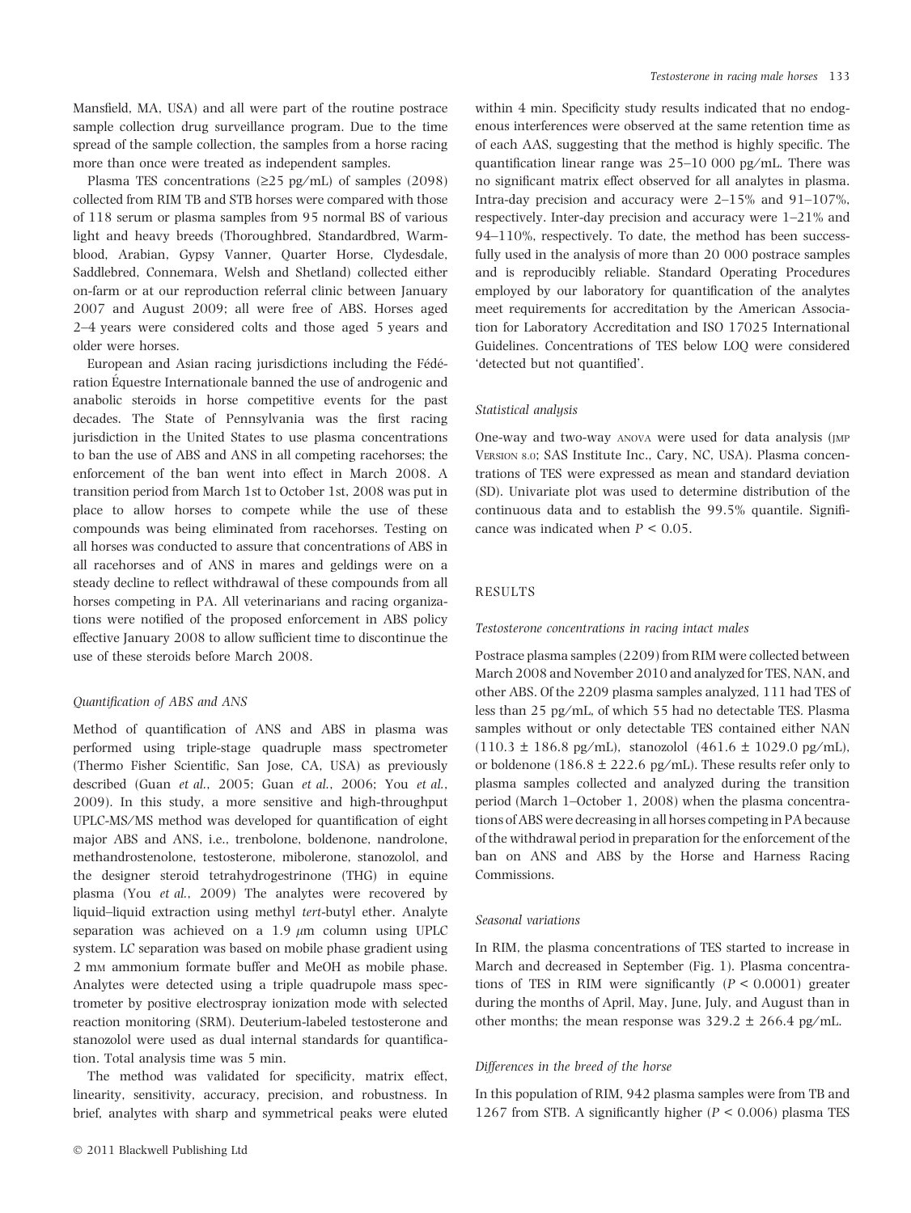Mansfield, MA, USA) and all were part of the routine postrace sample collection drug surveillance program. Due to the time spread of the sample collection, the samples from a horse racing more than once were treated as independent samples.

Plasma TES concentrations ($\geq$25 pg/mL) of samples (2098) collected from RIM TB and STB horses were compared with those of 118 serum or plasma samples from 95 normal BS of various light and heavy breeds (Thoroughbred, Standardbred, Warmblood, Arabian, Gypsy Vanner, Quarter Horse, Clydesdale, Saddlebred, Connemara, Welsh and Shetland) collected either on-farm or at our reproduction referral clinic between January 2007 and August 2009; all were free of ABS. Horses aged 2–4 years were considered colts and those aged 5 years and older were horses.

European and Asian racing jurisdictions including the Fédération Équestre Internationale banned the use of androgenic and anabolic steroids in horse competitive events for the past decades. The State of Pennsylvania was the first racing jurisdiction in the United States to use plasma concentrations to ban the use of ABS and ANS in all competing racehorses; the enforcement of the ban went into effect in March 2008. A transition period from March 1st to October 1st, 2008 was put in place to allow horses to compete while the use of these compounds was being eliminated from racehorses. Testing on all horses was conducted to assure that concentrations of ABS in all racehorses and of ANS in mares and geldings were on a steady decline to reflect withdrawal of these compounds from all horses competing in PA. All veterinarians and racing organizations were notified of the proposed enforcement in ABS policy effective January 2008 to allow sufficient time to discontinue the use of these steroids before March 2008.

### Quantification of ABS and ANS

Method of quantification of ANS and ABS in plasma was performed using triple-stage quadruple mass spectrometer (Thermo Fisher Scientific, San Jose, CA, USA) as previously described (Guan *et al.*, 2005; Guan *et al.*, 2006; You *et al.*, 2009). In this study, a more sensitive and high-throughput UPLC-MS/MS method was developed for quantification of eight major ABS and ANS, i.e., trenbolone, boldenone, nandrolone, methandrostenolone, testosterone, mibolerone, stanozolol, and the designer steroid tetrahydrogestrinone (THG) in equine plasma (You *et al.*, 2009) The analytes were recovered by liquid–liquid extraction using methyl *tert*-butyl ether. Analyte separation was achieved on a 1.9 $\mu$m column using UPLC system. LC separation was based on mobile phase gradient using 2 mM ammonium formate buffer and MeOH as mobile phase. Analytes were detected using a triple quadrupole mass spectrometer by positive electrospray ionization mode with selected reaction monitoring (SRM). Deuterium-labeled testosterone and stanozolol were used as dual internal standards for quantification. Total analysis time was 5 min.

The method was validated for specificity, matrix effect, linearity, sensitivity, accuracy, precision, and robustness. In brief, analytes with sharp and symmetrical peaks were eluted within 4 min. Specificity study results indicated that no endogenous interferences were observed at the same retention time as of each AAS, suggesting that the method is highly specific. The quantification linear range was 25–10 000 pg/mL. There was no significant matrix effect observed for all analytes in plasma. Intra-day precision and accuracy were 2–15% and 91–107%, respectively. Inter-day precision and accuracy were 1–21% and 94–110%, respectively. To date, the method has been successfully used in the analysis of more than 20 000 postrace samples and is reproducibly reliable. Standard Operating Procedures employed by our laboratory for quantification of the analytes meet requirements for accreditation by the American Association for Laboratory Accreditation and ISO 17025 International Guidelines. Concentrations of TES below LOQ were considered 'detected but not quantified'.

### Statistical analysis

One-way and two-way ANOVA were used for data analysis (JMP VERSION 8.0; SAS Institute Inc., Cary, NC, USA). Plasma concentrations of TES were expressed as mean and standard deviation (SD). Univariate plot was used to determine distribution of the continuous data and to establish the 99.5% quantile. Significance was indicated when $P < 0.05$.

## RESULTS

### Testosterone concentrations in racing intact males

Postrace plasma samples (2209) from RIM were collected between March 2008 and November 2010 and analyzed for TES, NAN, and other ABS. Of the 2209 plasma samples analyzed, 111 had TES of less than 25 pg/mL, of which 55 had no detectable TES. Plasma samples without or only detectable TES contained either NAN (110.3 $\pm$ 186.8 pg/mL), stanozolol (461.6 $\pm$ 1029.0 pg/mL), or boldenone (186.8 $\pm$ 222.6 pg/mL). These results refer only to plasma samples collected and analyzed during the transition period (March 1–October 1, 2008) when the plasma concentrations of ABS were decreasing in all horses competing in PA because of the withdrawal period in preparation for the enforcement of the ban on ANS and ABS by the Horse and Harness Racing Commissions.

### Seasonal variations

In RIM, the plasma concentrations of TES started to increase in March and decreased in September (Fig. 1). Plasma concentrations of TES in RIM were significantly ($P < 0.0001$) greater during the months of April, May, June, July, and August than in other months; the mean response was 329.2 $\pm$ 266.4 pg/mL.

### Differences in the breed of the horse

In this population of RIM, 942 plasma samples were from TB and 1267 from STB. A significantly higher ($P < 0.006$) plasma TES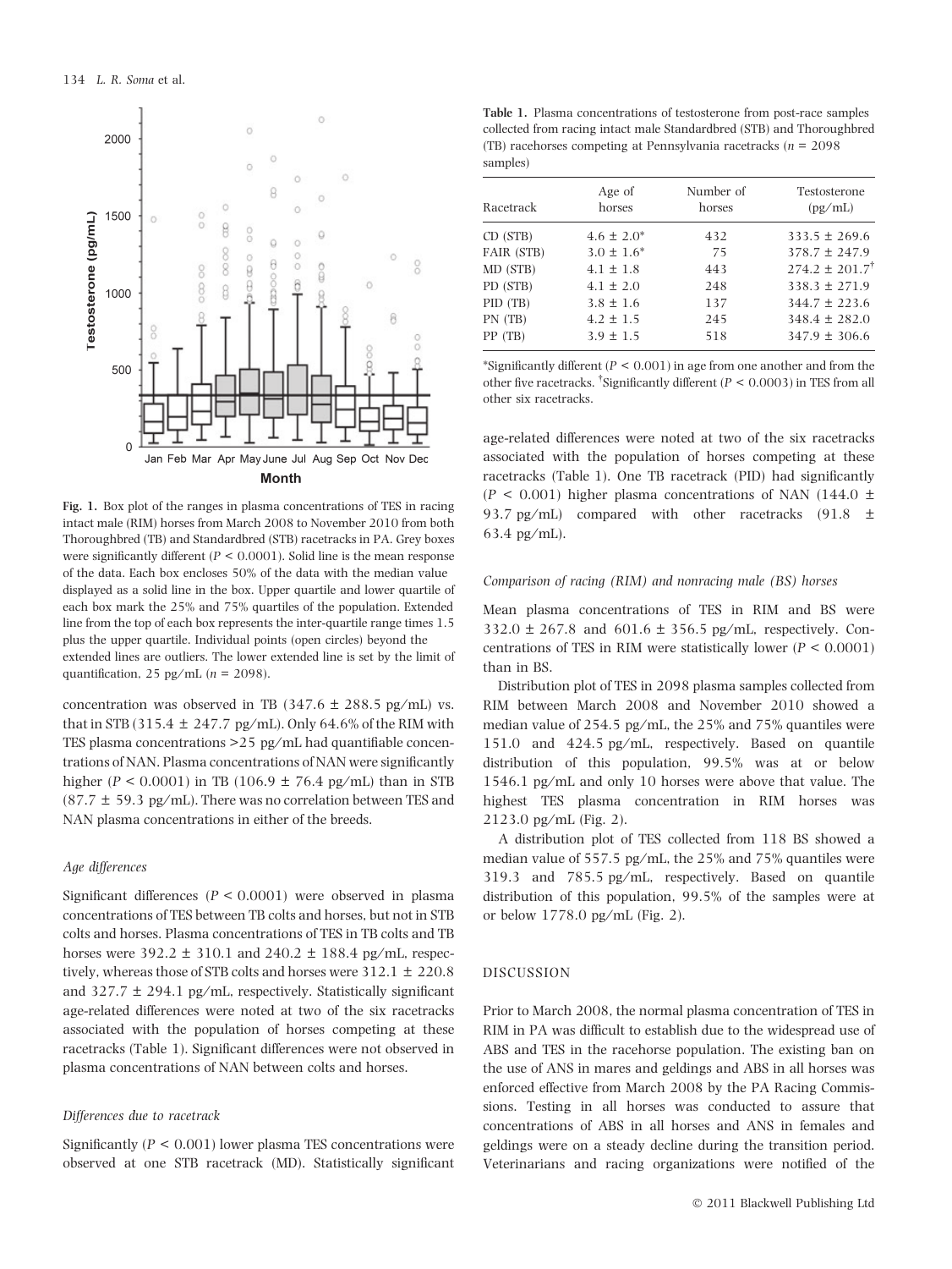Fig. 1. Box plot of the ranges in plasma concentrations of TES in racing intact male (RIM) horses from March 2008 to November 2010 from both Thoroughbred (TB) and Standardbred (STB) racetracks in PA. Grey boxes were significantly different ($P < 0.0001$). Solid line is the mean response of the data. Each box encloses 50% of the data with the median value displayed as a solid line in the box. Upper quartile and lower quartile of each box mark the 25% and 75% quartiles of the population. Extended line from the top of each box represents the inter-quartile range times 1.5 plus the upper quartile. Individual points (open circles) beyond the extended lines are outliers. The lower extended line is set by the limit of quantification, 25 pg/mL ($n = 2098$).

concentration was observed in TB (347.6 ± 288.5 pg/mL) vs. that in STB (315.4 ± 247.7 pg/mL). Only 64.6% of the RIM with TES plasma concentrations >25 pg/mL had quantifiable concentrations of NAN. Plasma concentrations of NAN were significantly higher ($P < 0.0001$) in TB (106.9 ± 76.4 pg/mL) than in STB (87.7 ± 59.3 pg/mL). There was no correlation between TES and NAN plasma concentrations in either of the breeds.

### *Age differences*

Significant differences ($P < 0.0001$) were observed in plasma concentrations of TES between TB colts and horses, but not in STB colts and horses. Plasma concentrations of TES in TB colts and TB horses were 392.2 ± 310.1 and 240.2 ± 188.4 pg/mL, respectively, whereas those of STB colts and horses were 312.1 ± 220.8 and 327.7 ± 294.1 pg/mL, respectively. Statistically significant age-related differences were noted at two of the six racetracks associated with the population of horses competing at these racetracks (Table 1). Significant differences were not observed in plasma concentrations of NAN between colts and horses.

### *Differences due to racetrack*

Significantly ($P < 0.001$) lower plasma TES concentrations were observed at one STB racetrack (MD). Statistically significant age-related differences were noted at two of the six racetracks associated with the population of horses competing at these racetracks (Table 1). One TB racetrack (PID) had significantly ($P < 0.001$) higher plasma concentrations of NAN (144.0 ± 93.7 pg/mL) compared with other racetracks (91.8 ± 63.4 pg/mL).

**Table 1.** Plasma concentrations of testosterone from post-race samples collected from racing intact male Standardbred (STB) and Thoroughbred (TB) racehorses competing at Pennsylvania racetracks ($n = 2098$ samples)

| Racetrack | Age of horses | Number of horses | Testosterone (pg/mL) |
|---|---|---|---|
| CD (STB) | 4.6 ± 2.0* | 432 | 333.5 ± 269.6 |
| FAIR (STB) | 3.0 ± 1.6* | 75 | 378.7 ± 247.9 |
| MD (STB) | 4.1 ± 1.8 | 443 | 274.2 ± 201.7[†] |
| PD (STB) | 4.1 ± 2.0 | 248 | 338.3 ± 271.9 |
| PID (TB) | 3.8 ± 1.6 | 137 | 344.7 ± 223.6 |
| PN (TB) | 4.2 ± 1.5 | 245 | 348.4 ± 282.0 |
| PP (TB) | 3.9 ± 1.5 | 518 | 347.9 ± 306.6 |

*Significantly different ($P < 0.001$) in age from one another and from the other five racetracks. [†]Significantly different ($P < 0.0003$) in TES from all other six racetracks.

### *Comparison of racing (RIM) and nonracing male (BS) horses*

Mean plasma concentrations of TES in RIM and BS were 332.0 ± 267.8 and 601.6 ± 356.5 pg/mL, respectively. Concentrations of TES in RIM were statistically lower ($P < 0.0001$) than in BS.

Distribution plot of TES in 2098 plasma samples collected from RIM between March 2008 and November 2010 showed a median value of 254.5 pg/mL, the 25% and 75% quantiles were 151.0 and 424.5 pg/mL, respectively. Based on quantile distribution of this population, 99.5% was at or below 1546.1 pg/mL and only 10 horses were above that value. The highest TES plasma concentration in RIM horses was 2123.0 pg/mL (Fig. 2).

A distribution plot of TES collected from 118 BS showed a median value of 557.5 pg/mL, the 25% and 75% quantiles were 319.3 and 785.5 pg/mL, respectively. Based on quantile distribution of this population, 99.5% of the samples were at or below 1778.0 pg/mL (Fig. 2).

## DISCUSSION

Prior to March 2008, the normal plasma concentration of TES in RIM in PA was difficult to establish due to the widespread use of ABS and TES in the racehorse population. The existing ban on the use of ANS in mares and geldings and ABS in all horses was enforced effective from March 2008 by the PA Racing Commissions. Testing in all horses was conducted to assure that concentrations of ABS in all horses and ANS in females and geldings were on a steady decline during the transition period. Veterinarians and racing organizations were notified of the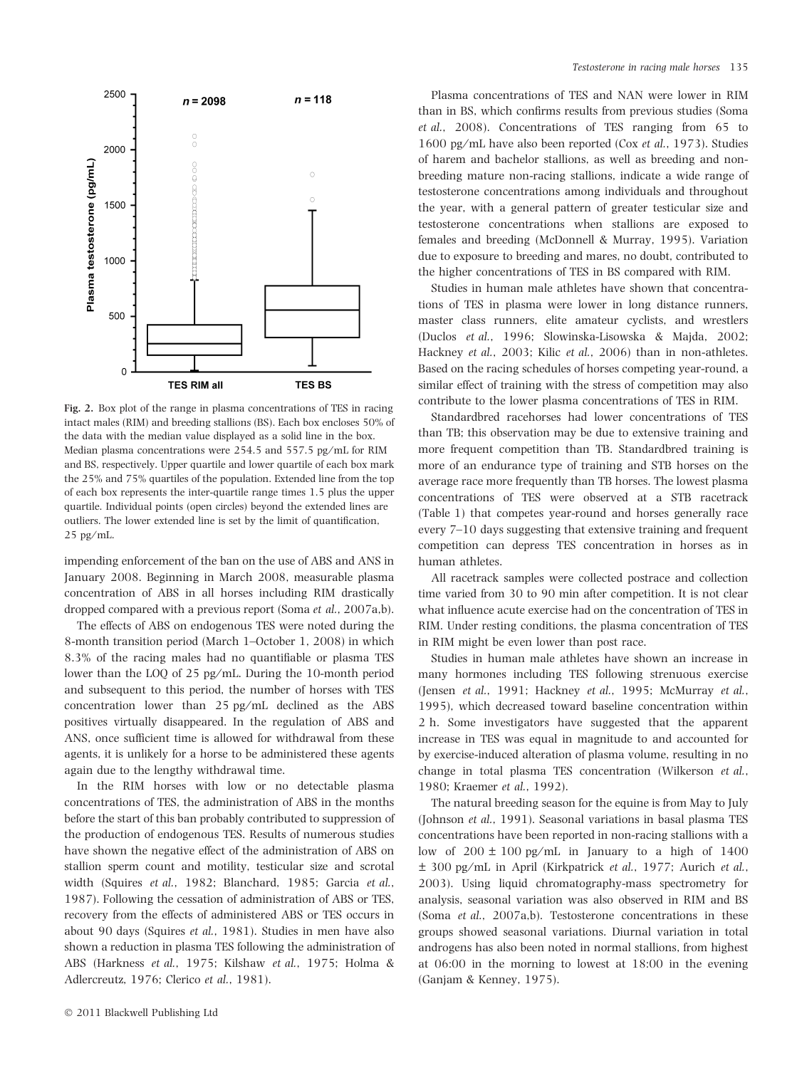Fig. 2. Box plot of the range in plasma concentrations of TES in racing intact males (RIM) and breeding stallions (BS). Each box encloses 50% of the data with the median value displayed as a solid line in the box. Median plasma concentrations were 254.5 and 557.5 pg/mL for RIM and BS, respectively. Upper quartile and lower quartile of each box mark the 25% and 75% quartiles of the population. Extended line from the top of each box represents the inter-quartile range times 1.5 plus the upper quartile. Individual points (open circles) beyond the extended lines are outliers. The lower extended line is set by the limit of quantification, 25 pg/mL.

impending enforcement of the ban on the use of ABS and ANS in January 2008. Beginning in March 2008, measurable plasma concentration of ABS in all horses including RIM drastically dropped compared with a previous report (Soma *et al.*, 2007a,b).

The effects of ABS on endogenous TES were noted during the 8-month transition period (March 1–October 1, 2008) in which 8.3% of the racing males had no quantifiable or plasma TES lower than the LOQ of 25 pg/mL. During the 10-month period and subsequent to this period, the number of horses with TES concentration lower than 25 pg/mL declined as the ABS positives virtually disappeared. In the regulation of ABS and ANS, once sufficient time is allowed for withdrawal from these agents, it is unlikely for a horse to be administered these agents again due to the lengthy withdrawal time.

In the RIM horses with low or no detectable plasma concentrations of TES, the administration of ABS in the months before the start of this ban probably contributed to suppression of the production of endogenous TES. Results of numerous studies have shown the negative effect of the administration of ABS on stallion sperm count and motility, testicular size and scrotal width (Squires *et al.*, 1982; Blanchard, 1985; Garcia *et al.*, 1987). Following the cessation of administration of ABS or TES, recovery from the effects of administered ABS or TES occurs in about 90 days (Squires *et al.*, 1981). Studies in men have also shown a reduction in plasma TES following the administration of ABS (Harkness *et al.*, 1975; Kilshaw *et al.*, 1975; Holma & Adlercreutz, 1976; Clerico *et al.*, 1981).

Plasma concentrations of TES and NAN were lower in RIM than in BS, which confirms results from previous studies (Soma *et al.*, 2008). Concentrations of TES ranging from 65 to 1600 pg/mL have also been reported (Cox *et al.*, 1973). Studies of harem and bachelor stallions, as well as breeding and non-breeding mature non-racing stallions, indicate a wide range of testosterone concentrations among individuals and throughout the year, with a general pattern of greater testicular size and testosterone concentrations when stallions are exposed to females and breeding (McDonnell & Murray, 1995). Variation due to exposure to breeding and mares, no doubt, contributed to the higher concentrations of TES in BS compared with RIM.

Studies in human male athletes have shown that concentrations of TES in plasma were lower in long distance runners, master class runners, elite amateur cyclists, and wrestlers (Duclos *et al.*, 1996; Slowinska-Lisowska & Majda, 2002; Hackney *et al.*, 2003; Kilic *et al.*, 2006) than in non-athletes. Based on the racing schedules of horses competing year-round, a similar effect of training with the stress of competition may also contribute to the lower plasma concentrations of TES in RIM.

Standardbred racehorses had lower concentrations of TES than TB; this observation may be due to extensive training and more frequent competition than TB. Standardbred training is more of an endurance type of training and STB horses on the average race more frequently than TB horses. The lowest plasma concentrations of TES were observed at a STB racetrack (Table 1) that competes year-round and horses generally race every 7–10 days suggesting that extensive training and frequent competition can depress TES concentration in horses as in human athletes.

All racetrack samples were collected postrace and collection time varied from 30 to 90 min after competition. It is not clear what influence acute exercise had on the concentration of TES in RIM. Under resting conditions, the plasma concentration of TES in RIM might be even lower than post race.

Studies in human male athletes have shown an increase in many hormones including TES following strenuous exercise (Jensen *et al.*, 1991; Hackney *et al.*, 1995; McMurray *et al.*, 1995), which decreased toward baseline concentration within 2 h. Some investigators have suggested that the apparent increase in TES was equal in magnitude to and accounted for by exercise-induced alteration of plasma volume, resulting in no change in total plasma TES concentration (Wilkerson *et al.*, 1980; Kraemer *et al.*, 1992).

The natural breeding season for the equine is from May to July (Johnson *et al.*, 1991). Seasonal variations in basal plasma TES concentrations have been reported in non-racing stallions with a low of 200 ± 100 pg/mL in January to a high of 1400 ± 300 pg/mL in April (Kirkpatrick *et al.*, 1977; Aurich *et al.*, 2003). Using liquid chromatography-mass spectrometry for analysis, seasonal variation was also observed in RIM and BS (Soma *et al.*, 2007a,b). Testosterone concentrations in these groups showed seasonal variations. Diurnal variation in total androgens has also been noted in normal stallions, from highest at 06:00 in the morning to lowest at 18:00 in the evening (Ganjam & Kenney, 1975).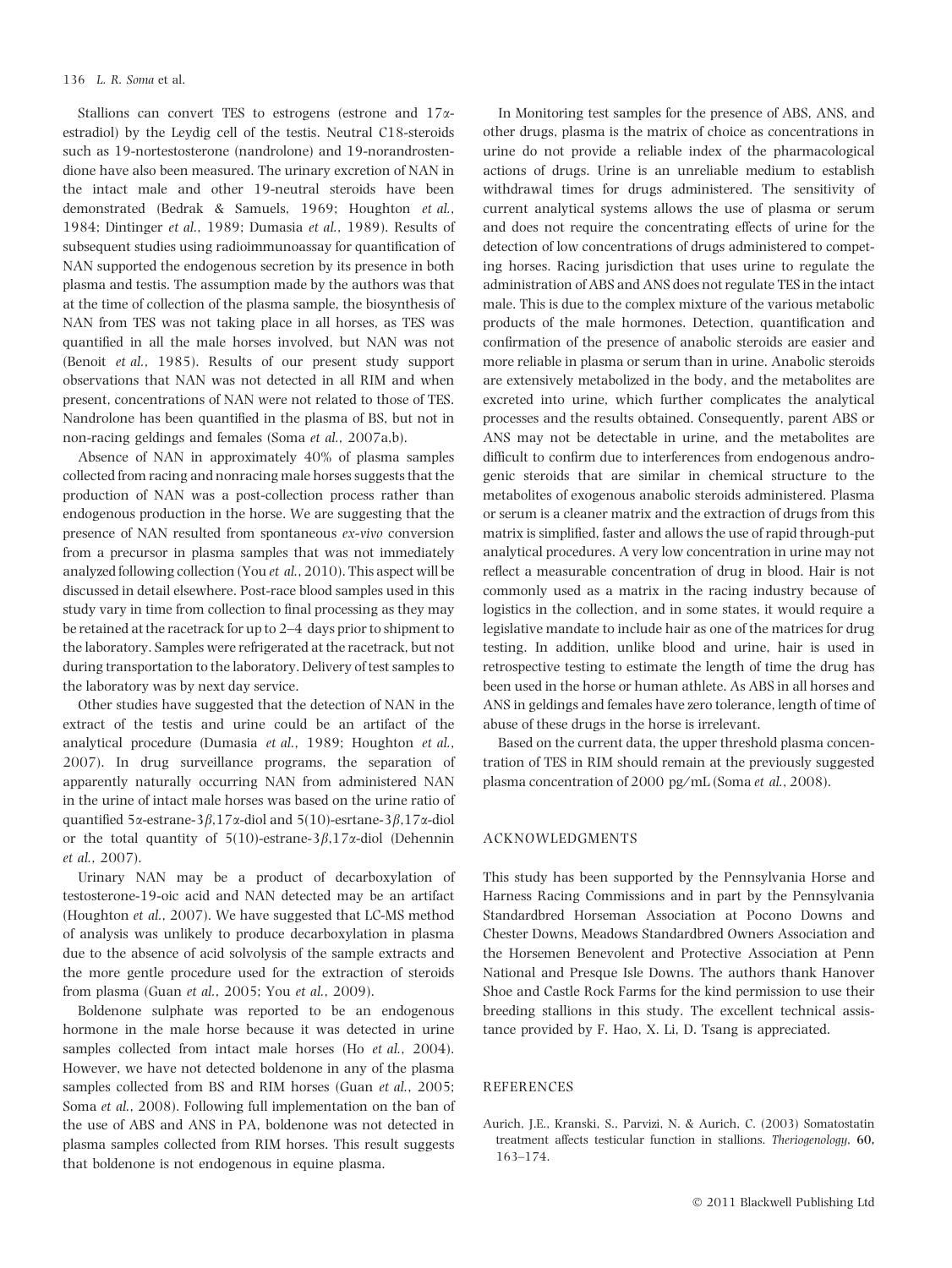Stallions can convert TES to estrogens (estrone and 17α-estradiol) by the Leydig cell of the testis. Neutral C18-steroids such as 19-nortestosterone (nandrolone) and 19-norandrostendione have also been measured. The urinary excretion of NAN in the intact male and other 19-neutral steroids have been demonstrated (Bedrak & Samuels, 1969; Houghton *et al.*, 1984; Dintinger *et al.*, 1989; Dumasia *et al.*, 1989). Results of subsequent studies using radioimmunoassay for quantification of NAN supported the endogenous secretion by its presence in both plasma and testis. The assumption made by the authors was that at the time of collection of the plasma sample, the biosynthesis of NAN from TES was not taking place in all horses, as TES was quantified in all the male horses involved, but NAN was not (Benoit *et al.*, 1985). Results of our present study support observations that NAN was not detected in all RIM and when present, concentrations of NAN were not related to those of TES. Nandrolone has been quantified in the plasma of BS, but not in non-racing geldings and females (Soma *et al.*, 2007a,b).

Absence of NAN in approximately 40% of plasma samples collected from racing and nonracing male horses suggests that the production of NAN was a post-collection process rather than endogenous production in the horse. We are suggesting that the presence of NAN resulted from spontaneous *ex-vivo* conversion from a precursor in plasma samples that was not immediately analyzed following collection (You *et al.*, 2010). This aspect will be discussed in detail elsewhere. Post-race blood samples used in this study vary in time from collection to final processing as they may be retained at the racetrack for up to 2–4 days prior to shipment to the laboratory. Samples were refrigerated at the racetrack, but not during transportation to the laboratory. Delivery of test samples to the laboratory was by next day service.

Other studies have suggested that the detection of NAN in the extract of the testis and urine could be an artifact of the analytical procedure (Dumasia *et al.*, 1989; Houghton *et al.*, 2007). In drug surveillance programs, the separation of apparently naturally occurring NAN from administered NAN in the urine of intact male horses was based on the urine ratio of quantified 5α-estrane-3β,17α-diol and 5(10)-esrtane-3β,17α-diol or the total quantity of 5(10)-estrane-3β,17α-diol (Dehennin *et al.*, 2007).

Urinary NAN may be a product of decarboxylation of testosterone-19-oic acid and NAN detected may be an artifact (Houghton *et al.*, 2007). We have suggested that LC-MS method of analysis was unlikely to produce decarboxylation in plasma due to the absence of acid solvolysis of the sample extracts and the more gentle procedure used for the extraction of steroids from plasma (Guan *et al.*, 2005; You *et al.*, 2009).

Boldenone sulphate was reported to be an endogenous hormone in the male horse because it was detected in urine samples collected from intact male horses (Ho *et al.*, 2004). However, we have not detected boldenone in any of the plasma samples collected from BS and RIM horses (Guan *et al.*, 2005; Soma *et al.*, 2008). Following full implementation on the ban of the use of ABS and ANS in PA, boldenone was not detected in plasma samples collected from RIM horses. This result suggests that boldenone is not endogenous in equine plasma.

In Monitoring test samples for the presence of ABS, ANS, and other drugs, plasma is the matrix of choice as concentrations in urine do not provide a reliable index of the pharmacological actions of drugs. Urine is an unreliable medium to establish withdrawal times for drugs administered. The sensitivity of current analytical systems allows the use of plasma or serum and does not require the concentrating effects of urine for the detection of low concentrations of drugs administered to competing horses. Racing jurisdiction that uses urine to regulate the administration of ABS and ANS does not regulate TES in the intact male. This is due to the complex mixture of the various metabolic products of the male hormones. Detection, quantification and confirmation of the presence of anabolic steroids are easier and more reliable in plasma or serum than in urine. Anabolic steroids are extensively metabolized in the body, and the metabolites are excreted into urine, which further complicates the analytical processes and the results obtained. Consequently, parent ABS or ANS may not be detectable in urine, and the metabolites are difficult to confirm due to interferences from endogenous androgenic steroids that are similar in chemical structure to the metabolites of exogenous anabolic steroids administered. Plasma or serum is a cleaner matrix and the extraction of drugs from this matrix is simplified, faster and allows the use of rapid through-put analytical procedures. A very low concentration in urine may not reflect a measurable concentration of drug in blood. Hair is not commonly used as a matrix in the racing industry because of logistics in the collection, and in some states, it would require a legislative mandate to include hair as one of the matrices for drug testing. In addition, unlike blood and urine, hair is used in retrospective testing to estimate the length of time the drug has been used in the horse or human athlete. As ABS in all horses and ANS in geldings and females have zero tolerance, length of time of abuse of these drugs in the horse is irrelevant.

Based on the current data, the upper threshold plasma concentration of TES in RIM should remain at the previously suggested plasma concentration of 2000 pg/mL (Soma *et al.*, 2008).

## ACKNOWLEDGMENTS

This study has been supported by the Pennsylvania Horse and Harness Racing Commissions and in part by the Pennsylvania Standardbred Horseman Association at Pocono Downs and Chester Downs, Meadows Standardbred Owners Association and the Horsemen Benevolent and Protective Association at Penn National and Presque Isle Downs. The authors thank Hanover Shoe and Castle Rock Farms for the kind permission to use their breeding stallions in this study. The excellent technical assistance provided by F. Hao, X. Li, D. Tsang is appreciated.

## REFERENCES

Aurich, J.E., Kranski, S., Parvizi, N. & Aurich, C. (2003) Somatostatin treatment affects testicular function in stallions. *Theriogenology*, **60**, 163–174.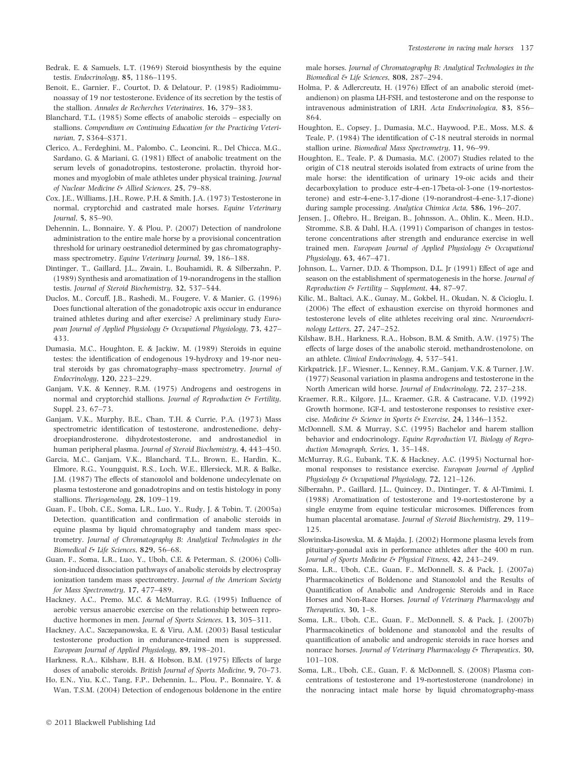Bedrak, E. & Samuels, L.T. (1969) Steroid biosynthesis by the equine testis. *Endocrinology*, **85,** 1186–1195.

Benoit, E., Garnier, F., Courtot, D. & Delatour, P. (1985) Radioimmunoassay of 19 nor testosterone. Evidence of its secretion by the testis of the stallion. *Annales de Recherches Veterinaires*, **16,** 379–383.

Blanchard, T.L. (1985) Some effects of anabolic steroids – especially on stallions. *Compendium on Continuing Education for the Practicing Veterinarian*, **7,** S364–S371.

Clerico, A., Ferdeghini, M., Palombo, C., Leoncini, R., Del Chicca, M.G., Sardano, G. & Mariani, G. (1981) Effect of anabolic treatment on the serum levels of gonadotropins, testosterone, prolactin, thyroid hormones and myoglobin of male athletes under physical training. *Journal of Nuclear Medicine & Allied Sciences*, **25,** 79–88.

Cox, J.E., Williams, J.H., Rowe, P.H. & Smith, J.A. (1973) Testosterone in normal, cryptorchid and castrated male horses. *Equine Veterinary Journal*, **5,** 85–90.

Dehennin, L., Bonnaire, Y. & Plou, P. (2007) Detection of nandrolone administration to the entire male horse by a provisional concentration threshold for urinary oestranediol determined by gas chromatography-mass spectrometry. *Equine Veterinary Journal*, **39,** 186–188.

Dintinger, T., Gaillard, J.L., Zwain, I., Bouhamidi, R. & Silberzahn, P. (1989) Synthesis and aromatization of 19-norandrogens in the stallion testis. *Journal of Steroid Biochemistry*, **32,** 537–544.

Duclos, M., Corcuff, J.B., Rashedi, M., Fougere, V. & Manier, G. (1996) Does functional alteration of the gonadotropic axis occur in endurance trained athletes during and after exercise? A preliminary study *European Journal of Applied Physiology & Occupational Physiology*, **73,** 427–433.

Dumasia, M.C., Houghton, E. & Jackiw, M. (1989) Steroids in equine testes: the identification of endogenous 19-hydroxy and 19-nor neutral steroids by gas chromatography–mass spectrometry. *Journal of Endocrinology*, **120,** 223–229.

Ganjam, V.K. & Kenney, R.M. (1975) Androgens and oestrogens in normal and cryptorchid stallions. *Journal of Reproduction & Fertility*, Suppl. 23, 67–73.

Ganjam, V.K., Murphy, B.E., Chan, T.H. & Currie, P.A. (1973) Mass spectrometric identification of testosterone, androstenedione, dehydroepiandrosterone, dihydrotestosterone, and androstanediol in human peripheral plasma. *Journal of Steroid Biochemistry*, **4,** 443–450.

Garcia, M.C., Ganjam, V.K., Blanchard, T.L., Brown, E., Hardin, K., Elmore, R.G., Youngquist, R.S., Loch, W.E., Ellersieck, M.R. & Balke, J.M. (1987) The effects of stanozolol and boldenone undecylenate on plasma testosterone and gonadotropins and on testis histology in pony stallions. *Theriogenology*, **28,** 109–119.

Guan, F., Uboh, C.E., Soma, L.R., Luo, Y., Rudy, J. & Tobin, T. (2005a) Detection, quantification and confirmation of anabolic steroids in equine plasma by liquid chromatography and tandem mass spectrometry. *Journal of Chromatography B: Analytical Technologies in the Biomedical & Life Sciences*, **829,** 56–68.

Guan, F., Soma, L.R., Luo, Y., Uboh, C.E. & Peterman, S. (2006) Collision-induced dissociation pathways of anabolic steroids by electrospray ionization tandem mass spectrometry. *Journal of the American Society for Mass Spectrometry*, **17,** 477–489.

Hackney, A.C., Premo, M.C. & McMurray, R.G. (1995) Influence of aerobic versus anaerobic exercise on the relationship between reproductive hormones in men. *Journal of Sports Sciences*, **13,** 305–311.

Hackney, A.C., Szczepanowska, E. & Viru, A.M. (2003) Basal testicular testosterone production in endurance-trained men is suppressed. *European Journal of Applied Physiology*, **89,** 198–201.

Harkness, R.A., Kilshaw, B.H. & Hobson, B.M. (1975) Effects of large doses of anabolic steroids. *British Journal of Sports Medicine*, **9,** 70–73.

Ho, E.N., Yiu, K.C., Tang, F.P., Dehennin, L., Plou, P., Bonnaire, Y. & Wan, T.S.M. (2004) Detection of endogenous boldenone in the entire male horses. *Journal of Chromatography B: Analytical Technologies in the Biomedical & Life Sciences*, **808,** 287–294.

Holma, P. & Adlercreutz, H. (1976) Effect of an anabolic steroid (metandienon) on plasma LH-FSH, and testosterone and on the response to intravenous administration of LRH. *Acta Endocrinologica*, **83,** 856–864.

Houghton, E., Copsey, J., Dumasia, M.C., Haywood, P.E., Moss, M.S. & Teale, P. (1984) The identification of C-18 neutral steroids in normal stallion urine. *Biomedical Mass Spectrometry*, **11,** 96–99.

Houghton, E., Teale, P. & Dumasia, M.C. (2007) Studies related to the origin of C18 neutral steroids isolated from extracts of urine from the male horse: the identification of urinary 19-oic acids and their decarboxylation to produce estr-4-en-17beta-ol-3-one (19-nortestosterone) and estr-4-ene-3,17-dione (19-norandrost-4-ene-3,17-dione) during sample processing. *Analytica Chimica Acta*, **586,** 196–207.

Jensen, J., Oftebro, H., Breigan, B., Johnsson, A., Ohlin, K., Meen, H.D., Stromme, S.B. & Dahl, H.A. (1991) Comparison of changes in testosterone concentrations after strength and endurance exercise in well trained men. *European Journal of Applied Physiology & Occupational Physiology*, **63,** 467–471.

Johnson, L., Varner, D.D. & Thompson, D.L. Jr (1991) Effect of age and season on the establishment of spermatogenesis in the horse. *Journal of Reproduction & Fertility – Supplement*, **44,** 87–97.

Kilic, M., Baltaci, A.K., Gunay, M., Gokbel, H., Okudan, N. & Cicioglu, I. (2006) The effect of exhaustion exercise on thyroid hormones and testosterone levels of elite athletes receiving oral zinc. *Neuroendocrinology Letters*, **27,** 247–252.

Kilshaw, B.H., Harkness, R.A., Hobson, B.M. & Smith, A.W. (1975) The effects of large doses of the anabolic steroid, methandrostenolone, on an athlete. *Clinical Endocrinology*, **4,** 537–541.

Kirkpatrick, J.F., Wiesner, L., Kenney, R.M., Ganjam, V.K. & Turner, J.W. (1977) Seasonal variation in plasma androgens and testosterone in the North American wild horse. *Journal of Endocrinology*, **72,** 237–238.

Kraemer, R.R., Kilgore, J.L., Kraemer, G.R. & Castracane, V.D. (1992) Growth hormone, IGF-I, and testosterone responses to resistive exercise. *Medicine & Science in Sports & Exercise*, **24,** 1346–1352.

McDonnell, S.M. & Murray, S.C. (1995) Bachelor and harem stallion behavior and endocrinology. *Equine Reproduction VI, Biology of Reproduction Monograph, Series*, **1,** 35–148.

McMurray, R.G., Eubank, T.K. & Hackney, A.C. (1995) Nocturnal hormonal responses to resistance exercise. *European Journal of Applied Physiology & Occupational Physiology*, **72,** 121–126.

Silberzahn, P., Gaillard, J.L., Quincey, D., Dintinger, T. & Al-Timimi, I. (1988) Aromatization of testosterone and 19-nortestosterone by a single enzyme from equine testicular microsomes. Differences from human placental aromatase. *Journal of Steroid Biochemistry*, **29,** 119–125.

Slowinska-Lisowska, M. & Majda, J. (2002) Hormone plasma levels from pituitary-gonadal axis in performance athletes after the 400 m run. *Journal of Sports Medicine & Physical Fitness*, **42,** 243–249.

Soma, L.R., Uboh, C.E., Guan, F., McDonnell, S. & Pack, J. (2007a) Pharmacokinetics of Boldenone and Stanozolol and the Results of Quantification of Anabolic and Androgenic Steroids and in Race Horses and Non-Race Horses. *Journal of Veterinary Pharmacology and Therapeutics*, **30,** 1–8.

Soma, L.R., Uboh, C.E., Guan, F., McDonnell, S. & Pack, J. (2007b) Pharmacokinetics of boldenone and stanozolol and the results of quantification of anabolic and androgenic steroids in race horses and nonrace horses. *Journal of Veterinary Pharmacology & Therapeutics*, **30,** 101–108.

Soma, L.R., Uboh, C.E., Guan, F. & McDonnell, S. (2008) Plasma concentrations of testosterone and 19-nortestosterone (nandrolone) in the nonracing intact male horse by liquid chromatography-mass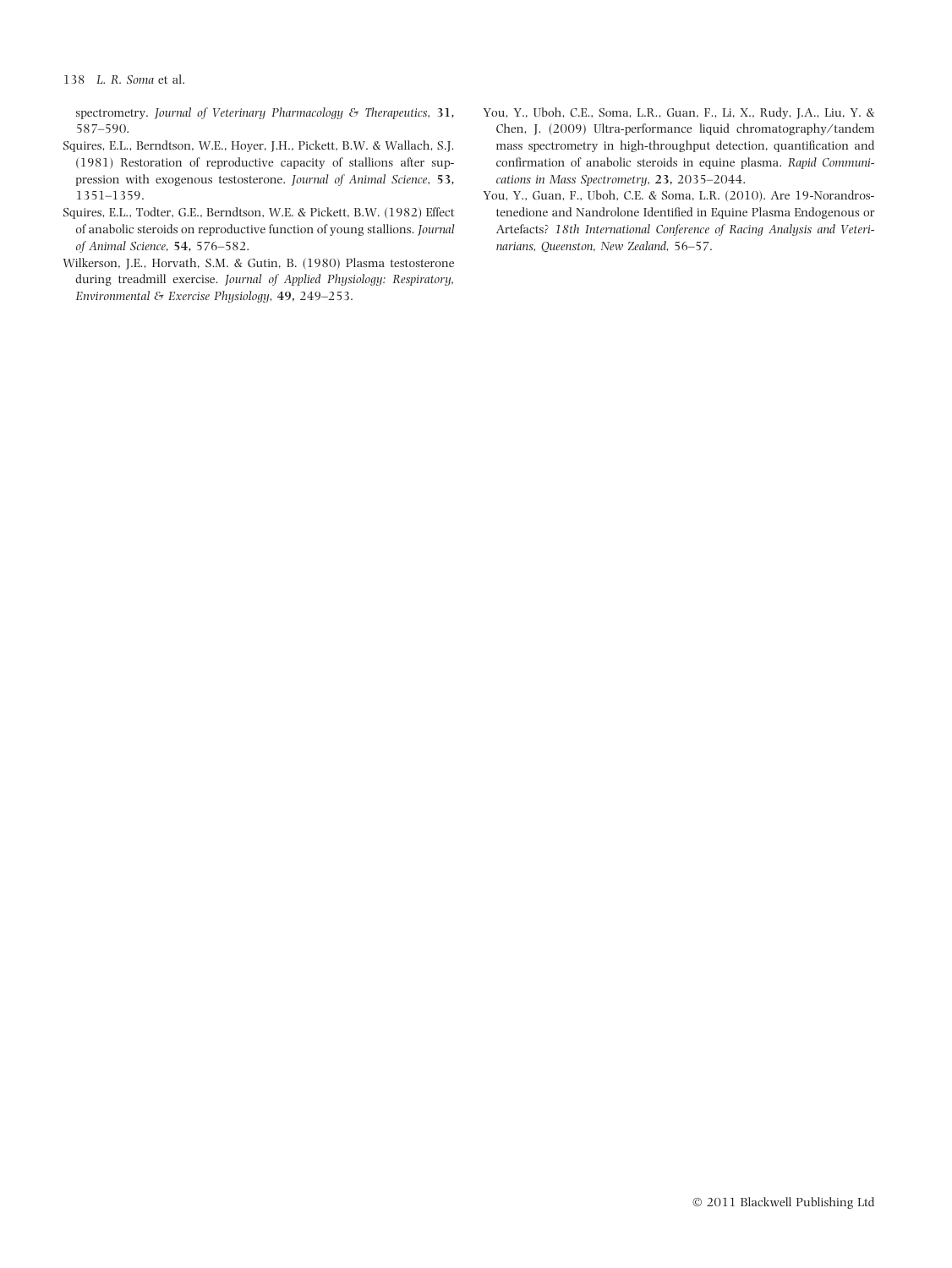spectrometry. *Journal of Veterinary Pharmacology & Therapeutics*, **31,** 587–590.

Squires, E.L., Berndtson, W.E., Hoyer, J.H., Pickett, B.W. & Wallach, S.J. (1981) Restoration of reproductive capacity of stallions after suppression with exogenous testosterone. *Journal of Animal Science*, **53,** 1351–1359.

Squires, E.L., Todter, G.E., Berndtson, W.E. & Pickett, B.W. (1982) Effect of anabolic steroids on reproductive function of young stallions. *Journal of Animal Science*, **54,** 576–582.

Wilkerson, J.E., Horvath, S.M. & Gutin, B. (1980) Plasma testosterone during treadmill exercise. *Journal of Applied Physiology: Respiratory, Environmental & Exercise Physiology*, **49,** 249–253.

You, Y., Uboh, C.E., Soma, L.R., Guan, F., Li, X., Rudy, J.A., Liu, Y. & Chen, J. (2009) Ultra-performance liquid chromatography/tandem mass spectrometry in high-throughput detection, quantification and confirmation of anabolic steroids in equine plasma. *Rapid Communications in Mass Spectrometry*, **23,** 2035–2044.

You, Y., Guan, F., Uboh, C.E. & Soma, L.R. (2010). Are 19-Norandrostenedione and Nandrolone Identified in Equine Plasma Endogenous or Artefacts? *18th International Conference of Racing Analysis and Veterinarians, Queenston, New Zealand*, 56–57.